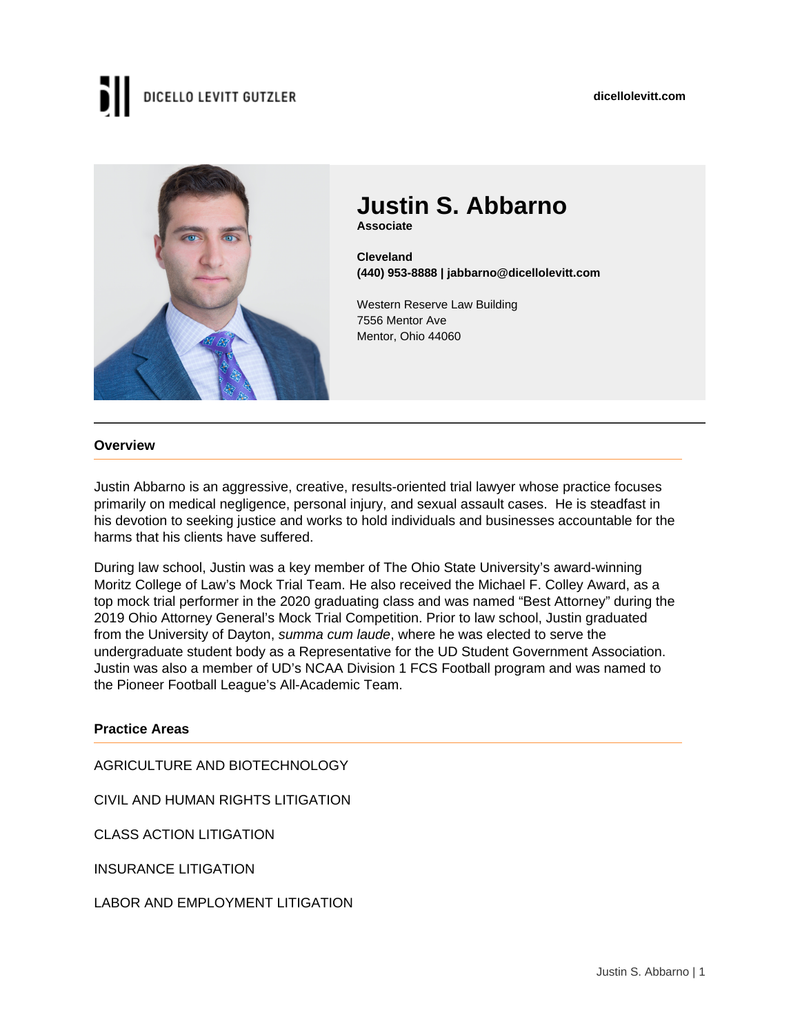DICELLO LEVITT GUTZLER

dicellolevitt.com

# Justin S. Abbarno

**Associate**

**Cleveland**
**(440) 953-8888 | jabbarno@dicellolevitt.com**

Western Reserve Law Building
7556 Mentor Ave
Mentor, Ohio 44060

## Overview

Justin Abbarno is an aggressive, creative, results-oriented trial lawyer whose practice focuses primarily on medical negligence, personal injury, and sexual assault cases. He is steadfast in his devotion to seeking justice and works to hold individuals and businesses accountable for the harms that his clients have suffered.

During law school, Justin was a key member of The Ohio State University's award-winning Moritz College of Law's Mock Trial Team. He also received the Michael F. Colley Award, as a top mock trial performer in the 2020 graduating class and was named "Best Attorney" during the 2019 Ohio Attorney General's Mock Trial Competition. Prior to law school, Justin graduated from the University of Dayton, *summa cum laude*, where he was elected to serve the undergraduate student body as a Representative for the UD Student Government Association. Justin was also a member of UD's NCAA Division 1 FCS Football program and was named to the Pioneer Football League's All-Academic Team.

## Practice Areas

AGRICULTURE AND BIOTECHNOLOGY

CIVIL AND HUMAN RIGHTS LITIGATION

CLASS ACTION LITIGATION

INSURANCE LITIGATION

LABOR AND EMPLOYMENT LITIGATION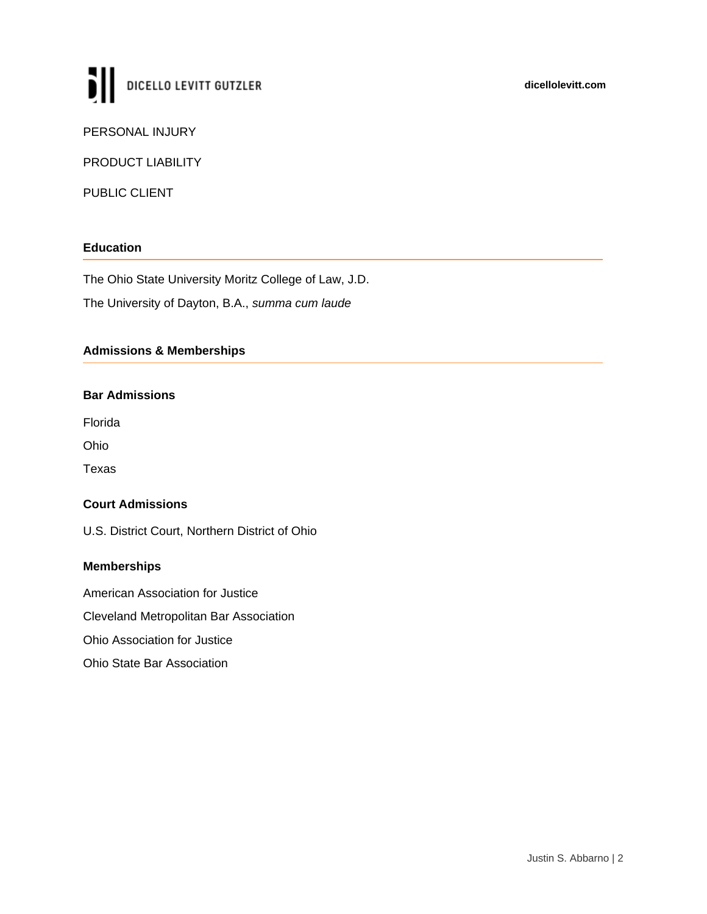PERSONAL INJURY

PRODUCT LIABILITY

PUBLIC CLIENT

## Education

The Ohio State University Moritz College of Law, J.D.

The University of Dayton, B.A., *summa cum laude*

## Admissions & Memberships

### Bar Admissions

Florida

Ohio

Texas

### Court Admissions

U.S. District Court, Northern District of Ohio

### Memberships

American Association for Justice

Cleveland Metropolitan Bar Association

Ohio Association for Justice

Ohio State Bar Association